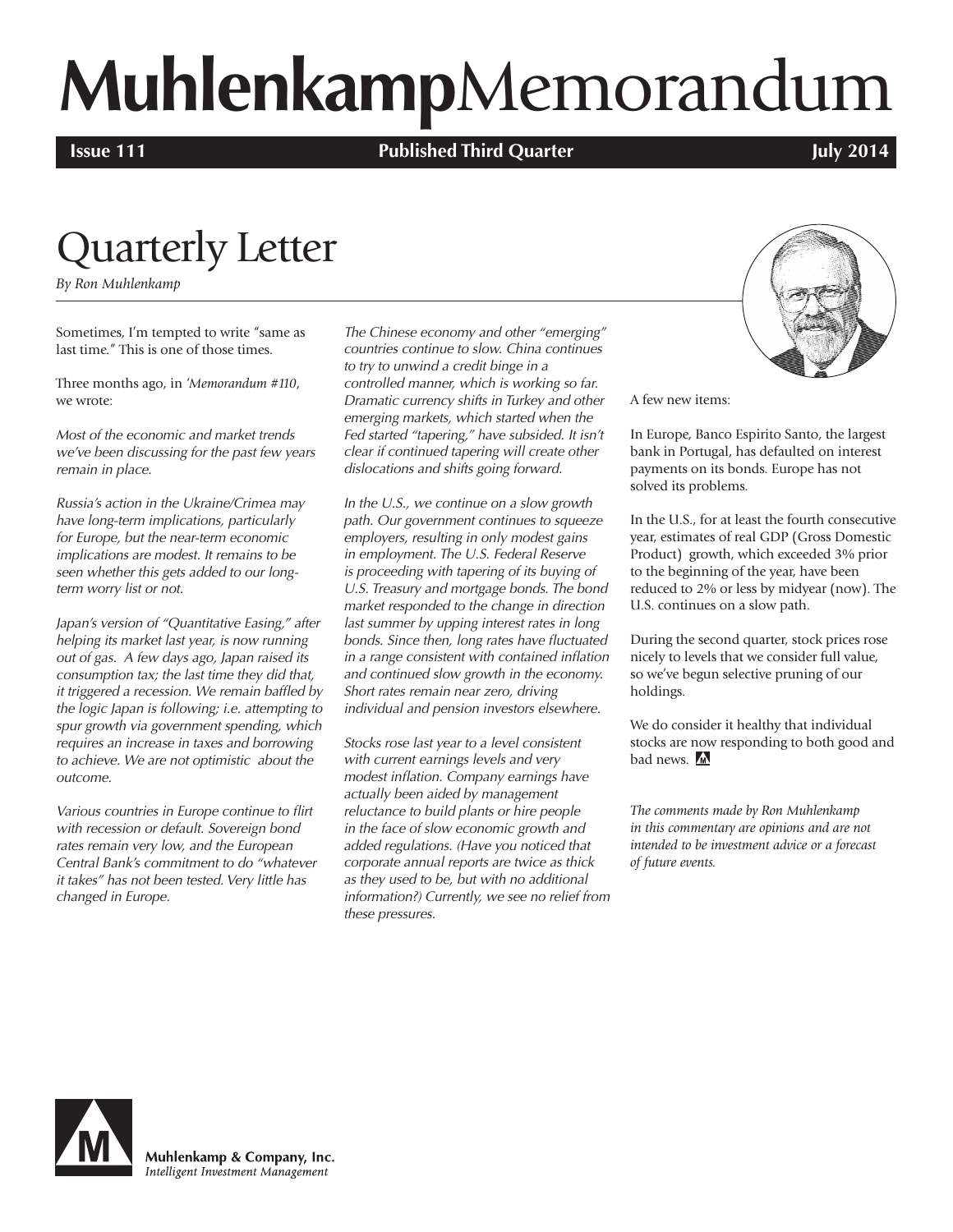# MuhlenkampMemorandum

**Issue 111** **Published Third Quarter** **July 2014**

## Quarterly Letter

*By Ron Muhlenkamp*

Sometimes, I'm tempted to write "same as last time." This is one of those times.

Three months ago, in *'Memorandum #110*, we wrote:

*Most of the economic and market trends we've been discussing for the past few years remain in place.*

*Russia's action in the Ukraine/Crimea may have long-term implications, particularly for Europe, but the near-term economic implications are modest. It remains to be seen whether this gets added to our long-term worry list or not.*

*Japan's version of "Quantitative Easing," after helping its market last year, is now running out of gas. A few days ago, Japan raised its consumption tax; the last time they did that, it triggered a recession. We remain baffled by the logic Japan is following; i.e. attempting to spur growth via government spending, which requires an increase in taxes and borrowing to achieve. We are not optimistic about the outcome.*

*Various countries in Europe continue to flirt with recession or default. Sovereign bond rates remain very low, and the European Central Bank's commitment to do "whatever it takes" has not been tested. Very little has changed in Europe.*

*The Chinese economy and other "emerging" countries continue to slow. China continues to try to unwind a credit binge in a controlled manner, which is working so far. Dramatic currency shifts in Turkey and other emerging markets, which started when the Fed started "tapering," have subsided. It isn't clear if continued tapering will create other dislocations and shifts going forward.*

*In the U.S., we continue on a slow growth path. Our government continues to squeeze employers, resulting in only modest gains in employment. The U.S. Federal Reserve is proceeding with tapering of its buying of U.S. Treasury and mortgage bonds. The bond market responded to the change in direction last summer by upping interest rates in long bonds. Since then, long rates have fluctuated in a range consistent with contained inflation and continued slow growth in the economy. Short rates remain near zero, driving individual and pension investors elsewhere.*

*Stocks rose last year to a level consistent with current earnings levels and very modest inflation. Company earnings have actually been aided by management reluctance to build plants or hire people in the face of slow economic growth and added regulations. (Have you noticed that corporate annual reports are twice as thick as they used to be, but with no additional information?) Currently, we see no relief from these pressures.*

A few new items:

In Europe, Banco Espirito Santo, the largest bank in Portugal, has defaulted on interest payments on its bonds. Europe has not solved its problems.

In the U.S., for at least the fourth consecutive year, estimates of real GDP (Gross Domestic Product) growth, which exceeded 3% prior to the beginning of the year, have been reduced to 2% or less by midyear (now). The U.S. continues on a slow path.

During the second quarter, stock prices rose nicely to levels that we consider full value, so we've begun selective pruning of our holdings.

We do consider it healthy that individual stocks are now responding to both good and bad news.

*The comments made by Ron Muhlenkamp in this commentary are opinions and are not intended to be investment advice or a forecast of future events.*

Muhlenkamp & Company, Inc.
*Intelligent Investment Management*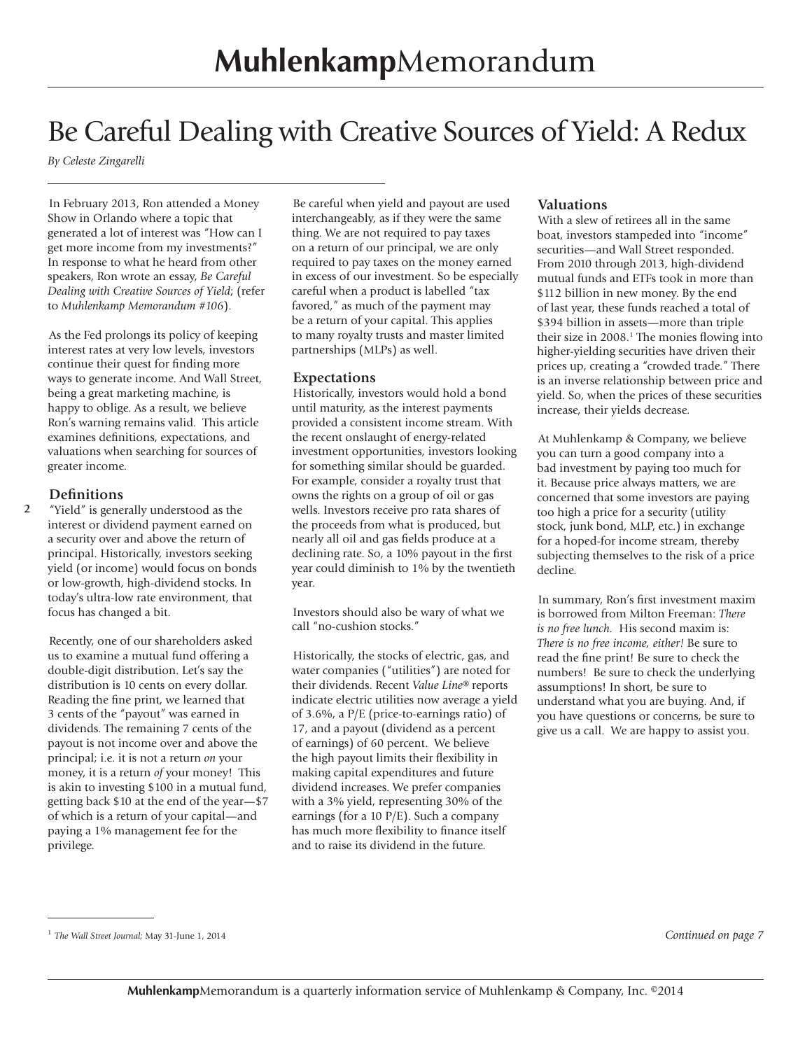# Be Careful Dealing with Creative Sources of Yield: A Redux

*By Celeste Zingarelli*

In February 2013, Ron attended a Money Show in Orlando where a topic that generated a lot of interest was "How can I get more income from my investments?" In response to what he heard from other speakers, Ron wrote an essay, *Be Careful Dealing with Creative Sources of Yield*; (refer to *Muhlenkamp Memorandum #106*).

As the Fed prolongs its policy of keeping interest rates at very low levels, investors continue their quest for finding more ways to generate income. And Wall Street, being a great marketing machine, is happy to oblige. As a result, we believe Ron's warning remains valid. This article examines definitions, expectations, and valuations when searching for sources of greater income.

### Definitions

"Yield" is generally understood as the interest or dividend payment earned on a security over and above the return of principal. Historically, investors seeking yield (or income) would focus on bonds or low-growth, high-dividend stocks. In today's ultra-low rate environment, that focus has changed a bit.

Recently, one of our shareholders asked us to examine a mutual fund offering a double-digit distribution. Let's say the distribution is 10 cents on every dollar. Reading the fine print, we learned that 3 cents of the "payout" was earned in dividends. The remaining 7 cents of the payout is not income over and above the principal; i.e. it is not a return *on* your money, it is a return *of* your money! This is akin to investing $100 in a mutual fund, getting back $10 at the end of the year—$7 of which is a return of your capital—and paying a 1% management fee for the privilege.

Be careful when yield and payout are used interchangeably, as if they were the same thing. We are not required to pay taxes on a return of our principal, we are only required to pay taxes on the money earned in excess of our investment. So be especially careful when a product is labelled "tax favored," as much of the payment may be a return of your capital. This applies to many royalty trusts and master limited partnerships (MLPs) as well.

### Expectations

Historically, investors would hold a bond until maturity, as the interest payments provided a consistent income stream. With the recent onslaught of energy-related investment opportunities, investors looking for something similar should be guarded. For example, consider a royalty trust that owns the rights on a group of oil or gas wells. Investors receive pro rata shares of the proceeds from what is produced, but nearly all oil and gas fields produce at a declining rate. So, a 10% payout in the first year could diminish to 1% by the twentieth year.

Investors should also be wary of what we call "no-cushion stocks."

Historically, the stocks of electric, gas, and water companies ("utilities") are noted for their dividends. Recent *Value Line*® reports indicate electric utilities now average a yield of 3.6%, a P/E (price-to-earnings ratio) of 17, and a payout (dividend as a percent of earnings) of 60 percent. We believe the high payout limits their flexibility in making capital expenditures and future dividend increases. We prefer companies with a 3% yield, representing 30% of the earnings (for a 10 P/E). Such a company has much more flexibility to finance itself and to raise its dividend in the future.

### Valuations

With a slew of retirees all in the same boat, investors stampeded into "income" securities—and Wall Street responded. From 2010 through 2013, high-dividend mutual funds and ETFs took in more than $112 billion in new money. By the end of last year, these funds reached a total of $394 billion in assets—more than triple their size in 2008.[1] The monies flowing into higher-yielding securities have driven their prices up, creating a "crowded trade." There is an inverse relationship between price and yield. So, when the prices of these securities increase, their yields decrease.

At Muhlenkamp & Company, we believe you can turn a good company into a bad investment by paying too much for it. Because price always matters, we are concerned that some investors are paying too high a price for a security (utility stock, junk bond, MLP, etc.) in exchange for a hoped-for income stream, thereby subjecting themselves to the risk of a price decline.

In summary, Ron's first investment maxim is borrowed from Milton Freeman: *There is no free lunch.* His second maxim is: *There is no free income, either!* Be sure to read the fine print! Be sure to check the numbers! Be sure to check the underlying assumptions! In short, be sure to understand what you are buying. And, if you have questions or concerns, be sure to give us a call. We are happy to assist you.

[1] *The Wall Street Journal;* May 31-June 1, 2014

*Continued on page 7*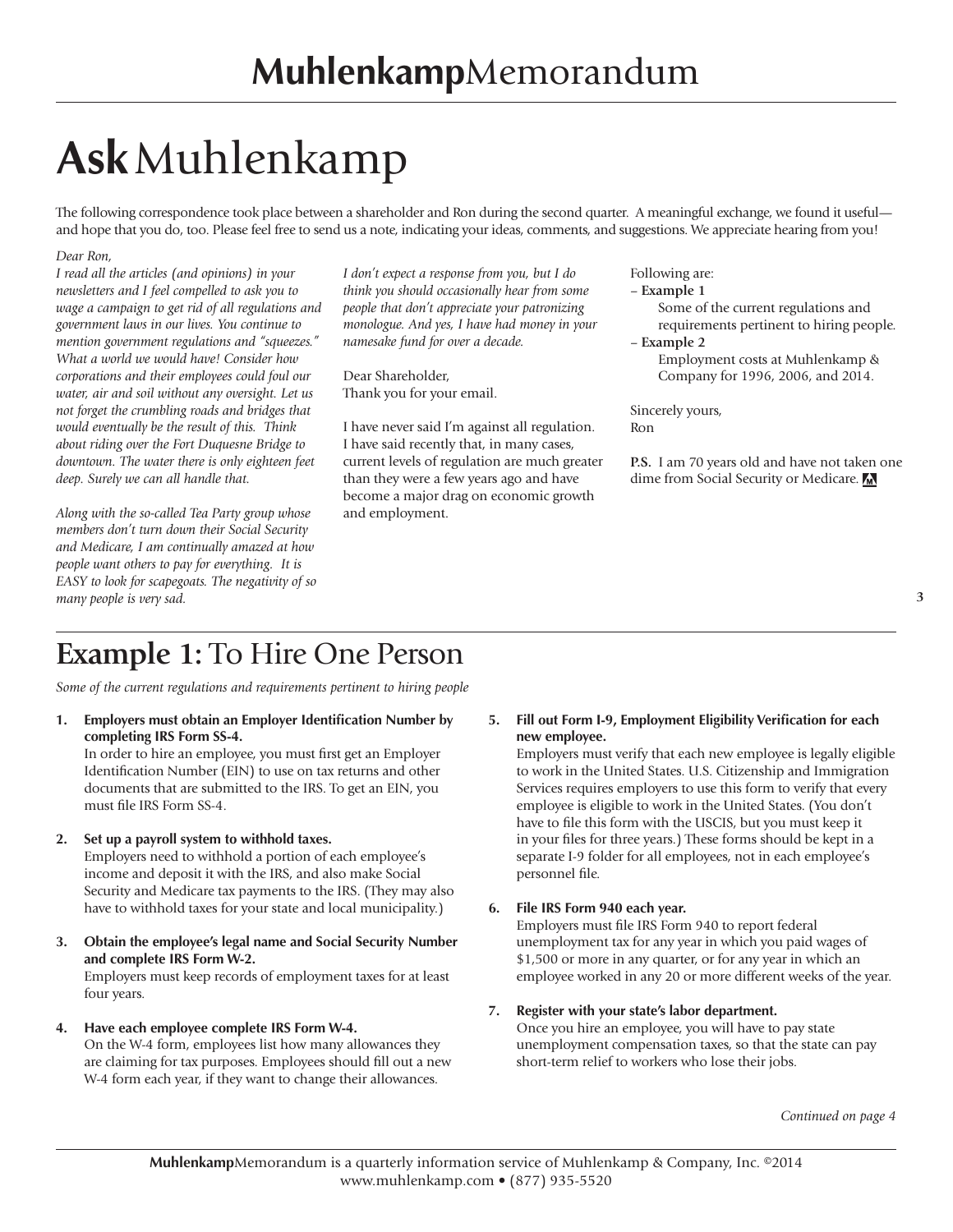# **Ask** Muhlenkamp

The following correspondence took place between a shareholder and Ron during the second quarter. A meaningful exchange, we found it useful—and hope that you do, too. Please feel free to send us a note, indicating your ideas, comments, and suggestions. We appreciate hearing from you!

*Dear Ron,*

*I read all the articles (and opinions) in your newsletters and I feel compelled to ask you to wage a campaign to get rid of all regulations and government laws in our lives. You continue to mention government regulations and "squeezes." What a world we would have! Consider how corporations and their employees could foul our water, air and soil without any oversight. Let us not forget the crumbling roads and bridges that would eventually be the result of this. Think about riding over the Fort Duquesne Bridge to downtown. The water there is only eighteen feet deep. Surely we can all handle that.*

*Along with the so-called Tea Party group whose members don't turn down their Social Security and Medicare, I am continually amazed at how people want others to pay for everything. It is EASY to look for scapegoats. The negativity of so many people is very sad.*

*I don't expect a response from you, but I do think you should occasionally hear from some people that don't appreciate your patronizing monologue. And yes, I have had money in your namesake fund for over a decade.*

Dear Shareholder,

Thank you for your email.

I have never said I'm against all regulation. I have said recently that, in many cases, current levels of regulation are much greater than they were a few years ago and have become a major drag on economic growth and employment.

Following are:

– **Example 1**
  Some of the current regulations and requirements pertinent to hiring people.

– **Example 2**
  Employment costs at Muhlenkamp & Company for 1996, 2006, and 2014.

Sincerely yours,
Ron

**P.S.** I am 70 years old and have not taken one dime from Social Security or Medicare.

## **Example 1:** To Hire One Person

*Some of the current regulations and requirements pertinent to hiring people*

1. **Employers must obtain an Employer Identification Number by completing IRS Form SS-4.**
   In order to hire an employee, you must first get an Employer Identification Number (EIN) to use on tax returns and other documents that are submitted to the IRS. To get an EIN, you must file IRS Form SS-4.

2. **Set up a payroll system to withhold taxes.**
   Employers need to withhold a portion of each employee's income and deposit it with the IRS, and also make Social Security and Medicare tax payments to the IRS. (They may also have to withhold taxes for your state and local municipality.)

3. **Obtain the employee's legal name and Social Security Number and complete IRS Form W-2.**
   Employers must keep records of employment taxes for at least four years.

4. **Have each employee complete IRS Form W-4.**
   On the W-4 form, employees list how many allowances they are claiming for tax purposes. Employees should fill out a new W-4 form each year, if they want to change their allowances.

5. **Fill out Form I-9, Employment Eligibility Verification for each new employee.**
   Employers must verify that each new employee is legally eligible to work in the United States. U.S. Citizenship and Immigration Services requires employers to use this form to verify that every employee is eligible to work in the United States. (You don't have to file this form with the USCIS, but you must keep it in your files for three years.) These forms should be kept in a separate I-9 folder for all employees, not in each employee's personnel file.

6. **File IRS Form 940 each year.**
   Employers must file IRS Form 940 to report federal unemployment tax for any year in which you paid wages of $1,500 or more in any quarter, or for any year in which an employee worked in any 20 or more different weeks of the year.

7. **Register with your state's labor department.**
   Once you hire an employee, you will have to pay state unemployment compensation taxes, so that the state can pay short-term relief to workers who lose their jobs.

*Continued on page 4*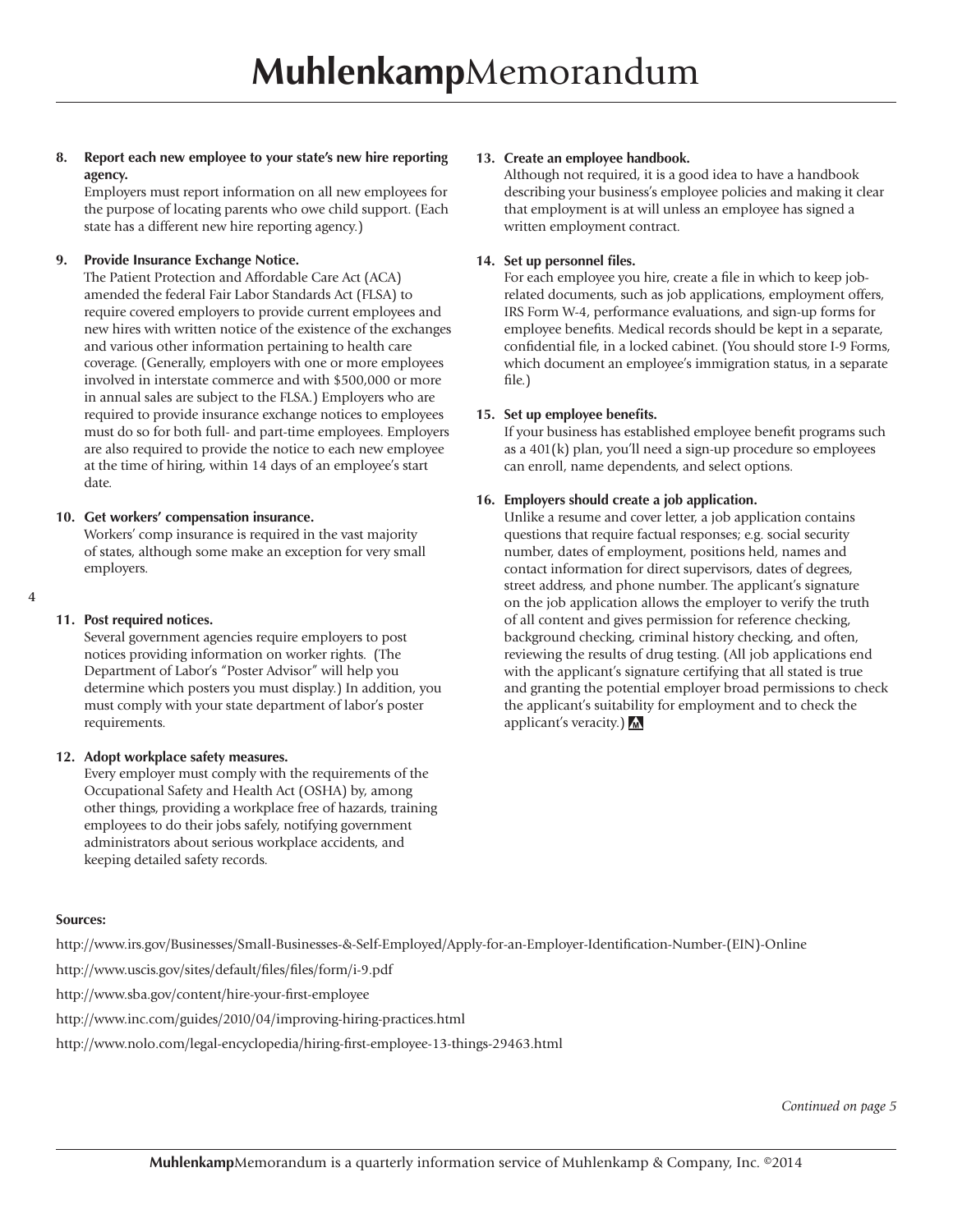8. **Report each new employee to your state's new hire reporting agency.**
   Employers must report information on all new employees for the purpose of locating parents who owe child support. (Each state has a different new hire reporting agency.)

9. **Provide Insurance Exchange Notice.**
   The Patient Protection and Affordable Care Act (ACA) amended the federal Fair Labor Standards Act (FLSA) to require covered employers to provide current employees and new hires with written notice of the existence of the exchanges and various other information pertaining to health care coverage. (Generally, employers with one or more employees involved in interstate commerce and with $500,000 or more in annual sales are subject to the FLSA.) Employers who are required to provide insurance exchange notices to employees must do so for both full- and part-time employees. Employers are also required to provide the notice to each new employee at the time of hiring, within 14 days of an employee's start date.

10. **Get workers' compensation insurance.**
    Workers' comp insurance is required in the vast majority of states, although some make an exception for very small employers.

11. **Post required notices.**
    Several government agencies require employers to post notices providing information on worker rights. (The Department of Labor's "Poster Advisor" will help you determine which posters you must display.) In addition, you must comply with your state department of labor's poster requirements.

12. **Adopt workplace safety measures.**
    Every employer must comply with the requirements of the Occupational Safety and Health Act (OSHA) by, among other things, providing a workplace free of hazards, training employees to do their jobs safely, notifying government administrators about serious workplace accidents, and keeping detailed safety records.

13. **Create an employee handbook.**
    Although not required, it is a good idea to have a handbook describing your business's employee policies and making it clear that employment is at will unless an employee has signed a written employment contract.

14. **Set up personnel files.**
    For each employee you hire, create a file in which to keep job-related documents, such as job applications, employment offers, IRS Form W-4, performance evaluations, and sign-up forms for employee benefits. Medical records should be kept in a separate, confidential file, in a locked cabinet. (You should store I-9 Forms, which document an employee's immigration status, in a separate file.)

15. **Set up employee benefits.**
    If your business has established employee benefit programs such as a 401(k) plan, you'll need a sign-up procedure so employees can enroll, name dependents, and select options.

16. **Employers should create a job application.**
    Unlike a resume and cover letter, a job application contains questions that require factual responses; e.g. social security number, dates of employment, positions held, names and contact information for direct supervisors, dates of degrees, street address, and phone number. The applicant's signature on the job application allows the employer to verify the truth of all content and gives permission for reference checking, background checking, criminal history checking, and often, reviewing the results of drug testing. (All job applications end with the applicant's signature certifying that all stated is true and granting the potential employer broad permissions to check the applicant's suitability for employment and to check the applicant's veracity.)

**Sources:**

http://www.irs.gov/Businesses/Small-Businesses-&-Self-Employed/Apply-for-an-Employer-Identification-Number-(EIN)-Online

http://www.uscis.gov/sites/default/files/files/form/i-9.pdf

http://www.sba.gov/content/hire-your-first-employee

http://www.inc.com/guides/2010/04/improving-hiring-practices.html

http://www.nolo.com/legal-encyclopedia/hiring-first-employee-13-things-29463.html

*Continued on page 5*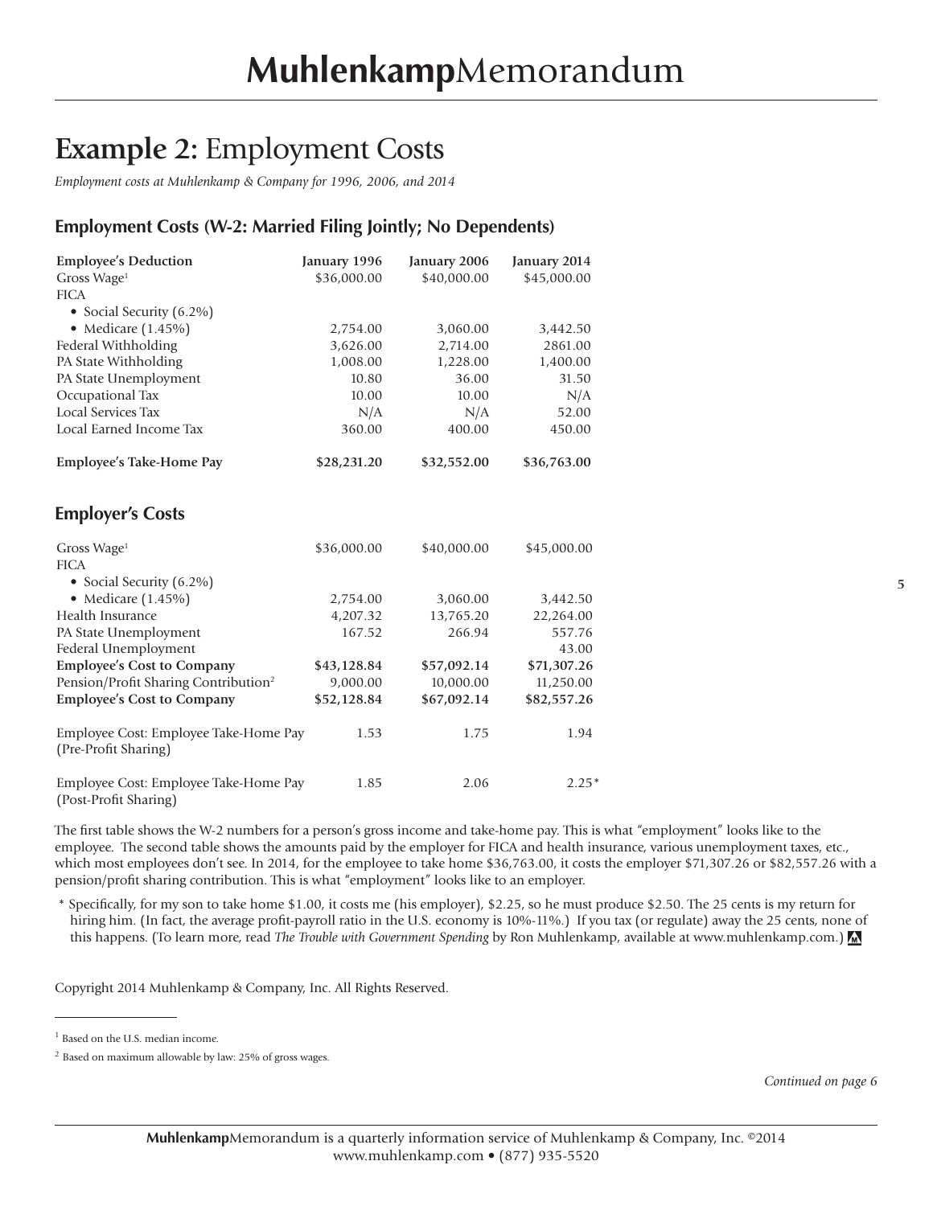# **Example 2:** Employment Costs

*Employment costs at Muhlenkamp & Company for 1996, 2006, and 2014*

## Employment Costs (W-2: Married Filing Jointly; No Dependents)

| **Employee's Deduction** | **January 1996** | **January 2006** | **January 2014** |
|---|---|---|---|
| Gross Wage[1] | $36,000.00 | $40,000.00 | $45,000.00 |
| FICA | | | |
| • Social Security (6.2%) | | | |
| • Medicare (1.45%) | 2,754.00 | 3,060.00 | 3,442.50 |
| Federal Withholding | 3,626.00 | 2,714.00 | 2861.00 |
| PA State Withholding | 1,008.00 | 1,228.00 | 1,400.00 |
| PA State Unemployment | 10.80 | 36.00 | 31.50 |
| Occupational Tax | 10.00 | 10.00 | N/A |
| Local Services Tax | N/A | N/A | 52.00 |
| Local Earned Income Tax | 360.00 | 400.00 | 450.00 |
| **Employee's Take-Home Pay** | **$28,231.20** | **$32,552.00** | **$36,763.00** |

## Employer's Costs

| | | | |
|---|---|---|---|
| Gross Wage[1] | $36,000.00 | $40,000.00 | $45,000.00 |
| FICA | | | |
| • Social Security (6.2%) | | | |
| • Medicare (1.45%) | 2,754.00 | 3,060.00 | 3,442.50 |
| Health Insurance | 4,207.32 | 13,765.20 | 22,264.00 |
| PA State Unemployment | 167.52 | 266.94 | 557.76 |
| Federal Unemployment | | | 43.00 |
| **Employee's Cost to Company** | **$43,128.84** | **$57,092.14** | **$71,307.26** |
| Pension/Profit Sharing Contribution[2] | 9,000.00 | 10,000.00 | 11,250.00 |
| **Employee's Cost to Company** | **$52,128.84** | **$67,092.14** | **$82,557.26** |
| Employee Cost: Employee Take-Home Pay (Pre-Profit Sharing) | 1.53 | 1.75 | 1.94 |
| Employee Cost: Employee Take-Home Pay (Post-Profit Sharing) | 1.85 | 2.06 | 2.25* |

The first table shows the W-2 numbers for a person's gross income and take-home pay. This is what "employment" looks like to the employee. The second table shows the amounts paid by the employer for FICA and health insurance, various unemployment taxes, etc., which most employees don't see. In 2014, for the employee to take home $36,763.00, it costs the employer $71,307.26 or $82,557.26 with a pension/profit sharing contribution. This is what "employment" looks like to an employer.

\* Specifically, for my son to take home $1.00, it costs me (his employer), $2.25, so he must produce $2.50. The 25 cents is my return for hiring him. (In fact, the average profit-payroll ratio in the U.S. economy is 10%-11%.) If you tax (or regulate) away the 25 cents, none of this happens. (To learn more, read *The Trouble with Government Spending* by Ron Muhlenkamp, available at www.muhlenkamp.com.)

Copyright 2014 Muhlenkamp & Company, Inc. All Rights Reserved.

---

[1] Based on the U.S. median income.

[2] Based on maximum allowable by law: 25% of gross wages.

*Continued on page 6*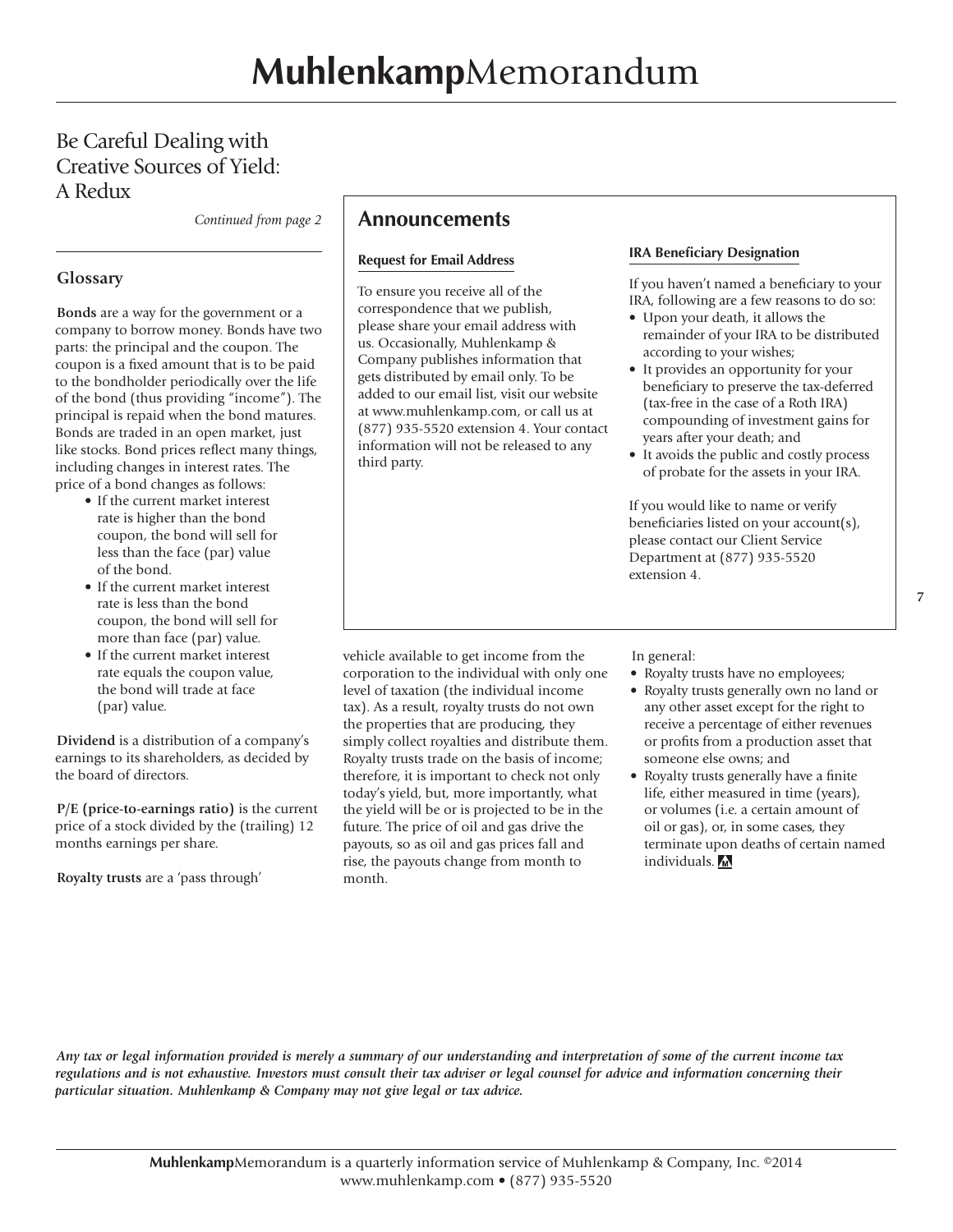## Be Careful Dealing with Creative Sources of Yield: A Redux

*Continued from page 2*

### Glossary

**Bonds** are a way for the government or a company to borrow money. Bonds have two parts: the principal and the coupon. The coupon is a fixed amount that is to be paid to the bondholder periodically over the life of the bond (thus providing "income"). The principal is repaid when the bond matures. Bonds are traded in an open market, just like stocks. Bond prices reflect many things, including changes in interest rates. The price of a bond changes as follows:

- If the current market interest rate is higher than the bond coupon, the bond will sell for less than the face (par) value of the bond.
- If the current market interest rate is less than the bond coupon, the bond will sell for more than face (par) value.
- If the current market interest rate equals the coupon value, the bond will trade at face (par) value.

**Dividend** is a distribution of a company's earnings to its shareholders, as decided by the board of directors.

**P/E (price-to-earnings ratio)** is the current price of a stock divided by the (trailing) 12 months earnings per share.

**Royalty trusts** are a 'pass through' vehicle available to get income from the corporation to the individual with only one level of taxation (the individual income tax). As a result, royalty trusts do not own the properties that are producing, they simply collect royalties and distribute them. Royalty trusts trade on the basis of income; therefore, it is important to check not only today's yield, but, more importantly, what the yield will be or is projected to be in the future. The price of oil and gas drive the payouts, so as oil and gas prices fall and rise, the payouts change from month to month.

In general:

- Royalty trusts have no employees;
- Royalty trusts generally own no land or any other asset except for the right to receive a percentage of either revenues or profits from a production asset that someone else owns; and
- Royalty trusts generally have a finite life, either measured in time (years), or volumes (i.e. a certain amount of oil or gas), or, in some cases, they terminate upon deaths of certain named individuals.

## Announcements

### Request for Email Address

To ensure you receive all of the correspondence that we publish, please share your email address with us. Occasionally, Muhlenkamp & Company publishes information that gets distributed by email only. To be added to our email list, visit our website at www.muhlenkamp.com, or call us at (877) 935-5520 extension 4. Your contact information will not be released to any third party.

### IRA Beneficiary Designation

If you haven't named a beneficiary to your IRA, following are a few reasons to do so:

- Upon your death, it allows the remainder of your IRA to be distributed according to your wishes;
- It provides an opportunity for your beneficiary to preserve the tax-deferred (tax-free in the case of a Roth IRA) compounding of investment gains for years after your death; and
- It avoids the public and costly process of probate for the assets in your IRA.

If you would like to name or verify beneficiaries listed on your account(s), please contact our Client Service Department at (877) 935-5520 extension 4.

***Any tax or legal information provided is merely a summary of our understanding and interpretation of some of the current income tax regulations and is not exhaustive. Investors must consult their tax adviser or legal counsel for advice and information concerning their particular situation. Muhlenkamp & Company may not give legal or tax advice.***

**Muhlenkamp**Memorandum is a quarterly information service of Muhlenkamp & Company, Inc. ©2014
www.muhlenkamp.com • (877) 935-5520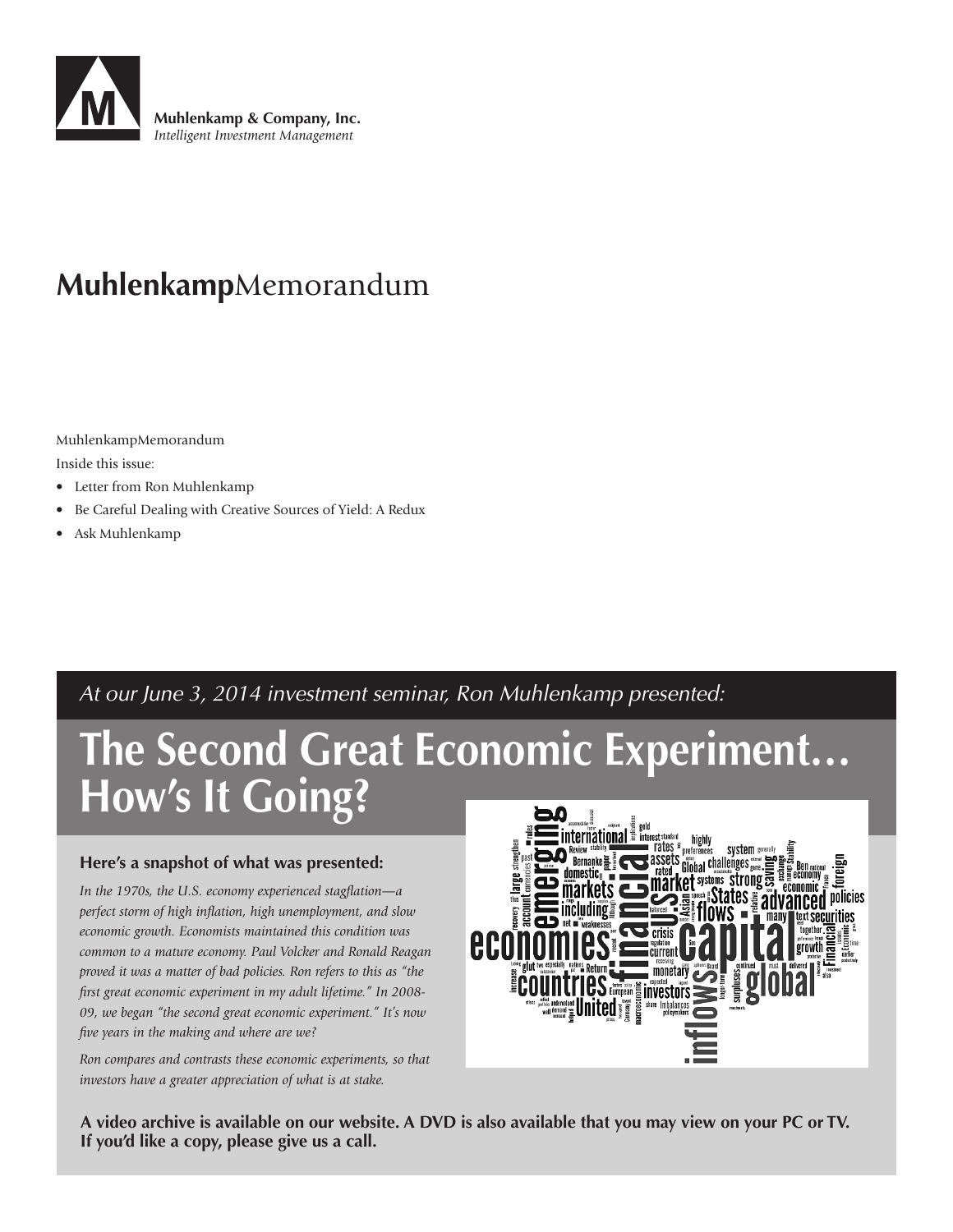**Muhlenkamp & Company, Inc.**
*Intelligent Investment Management*

# **Muhlenkamp**Memorandum

MuhlenkampMemorandum

Inside this issue:

- Letter from Ron Muhlenkamp
- Be Careful Dealing with Creative Sources of Yield: A Redux
- Ask Muhlenkamp

*At our June 3, 2014 investment seminar, Ron Muhlenkamp presented:*

## The Second Great Economic Experiment… How's It Going?

### Here's a snapshot of what was presented:

*In the 1970s, the U.S. economy experienced stagflation—a perfect storm of high inflation, high unemployment, and slow economic growth. Economists maintained this condition was common to a mature economy. Paul Volcker and Ronald Reagan proved it was a matter of bad policies. Ron refers to this as "the first great economic experiment in my adult lifetime." In 2008-09, we began "the second great economic experiment." It's now five years in the making and where are we?*

*Ron compares and contrasts these economic experiments, so that investors have a greater appreciation of what is at stake.*

**A video archive is available on our website. A DVD is also available that you may view on your PC or TV. If you'd like a copy, please give us a call.**